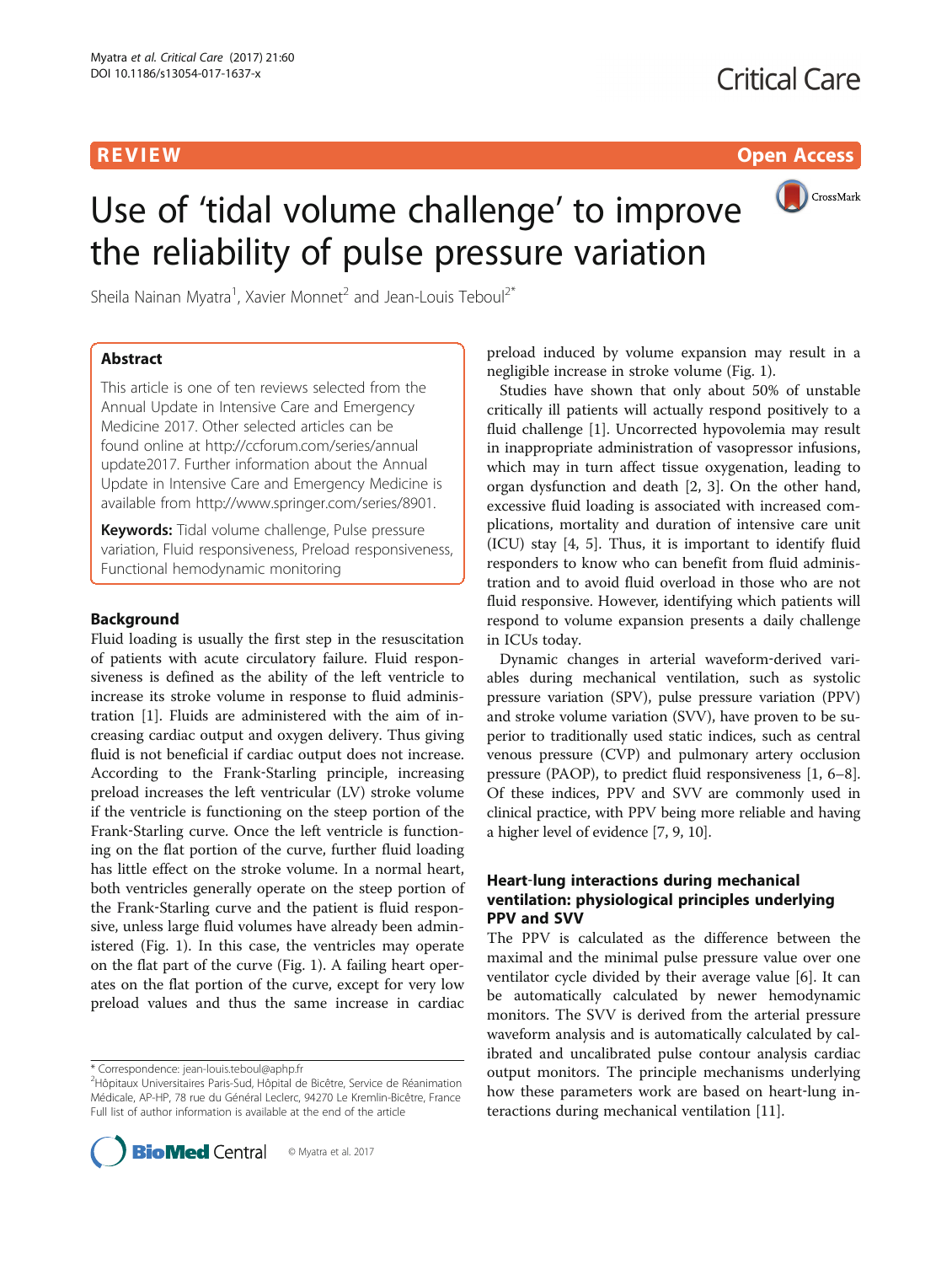REVIEW

Open Access

# Use of 'tidal volume challenge' to improve the reliability of pulse pressure variation

Sheila Nainan Myatra[1], Xavier Monnet[2] and Jean-Louis Teboul[2*]

## Abstract

This article is one of ten reviews selected from the Annual Update in Intensive Care and Emergency Medicine 2017. Other selected articles can be found online at http://ccforum.com/series/annualupdate2017. Further information about the Annual Update in Intensive Care and Emergency Medicine is available from http://www.springer.com/series/8901.

**Keywords:** Tidal volume challenge, Pulse pressure variation, Fluid responsiveness, Preload responsiveness, Functional hemodynamic monitoring

## Background

Fluid loading is usually the first step in the resuscitation of patients with acute circulatory failure. Fluid responsiveness is defined as the ability of the left ventricle to increase its stroke volume in response to fluid administration [1]. Fluids are administered with the aim of increasing cardiac output and oxygen delivery. Thus giving fluid is not beneficial if cardiac output does not increase. According to the Frank-Starling principle, increasing preload increases the left ventricular (LV) stroke volume if the ventricle is functioning on the steep portion of the Frank-Starling curve. Once the left ventricle is functioning on the flat portion of the curve, further fluid loading has little effect on the stroke volume. In a normal heart, both ventricles generally operate on the steep portion of the Frank-Starling curve and the patient is fluid responsive, unless large fluid volumes have already been administered (Fig. 1). In this case, the ventricles may operate on the flat part of the curve (Fig. 1). A failing heart operates on the flat portion of the curve, except for very low preload values and thus the same increase in cardiac preload induced by volume expansion may result in a negligible increase in stroke volume (Fig. 1).

Studies have shown that only about 50% of unstable critically ill patients will actually respond positively to a fluid challenge [1]. Uncorrected hypovolemia may result in inappropriate administration of vasopressor infusions, which may in turn affect tissue oxygenation, leading to organ dysfunction and death [2, 3]. On the other hand, excessive fluid loading is associated with increased complications, mortality and duration of intensive care unit (ICU) stay [4, 5]. Thus, it is important to identify fluid responders to know who can benefit from fluid administration and to avoid fluid overload in those who are not fluid responsive. However, identifying which patients will respond to volume expansion presents a daily challenge in ICUs today.

Dynamic changes in arterial waveform-derived variables during mechanical ventilation, such as systolic pressure variation (SPV), pulse pressure variation (PPV) and stroke volume variation (SVV), have proven to be superior to traditionally used static indices, such as central venous pressure (CVP) and pulmonary artery occlusion pressure (PAOP), to predict fluid responsiveness [1, 6–8]. Of these indices, PPV and SVV are commonly used in clinical practice, with PPV being more reliable and having a higher level of evidence [7, 9, 10].

## Heart-lung interactions during mechanical ventilation: physiological principles underlying PPV and SVV

The PPV is calculated as the difference between the maximal and the minimal pulse pressure value over one ventilator cycle divided by their average value [6]. It can be automatically calculated by newer hemodynamic monitors. The SVV is derived from the arterial pressure waveform analysis and is automatically calculated by calibrated and uncalibrated pulse contour analysis cardiac output monitors. The principle mechanisms underlying how these parameters work are based on heart-lung interactions during mechanical ventilation [11].

\* Correspondence: jean-louis.teboul@aphp.fr

[2]Hôpitaux Universitaires Paris-Sud, Hôpital de Bicêtre, Service de Réanimation Médicale, AP-HP, 78 rue du Général Leclerc, 94270 Le Kremlin-Bicêtre, France

Full list of author information is available at the end of the article

© Myatra et al. 2017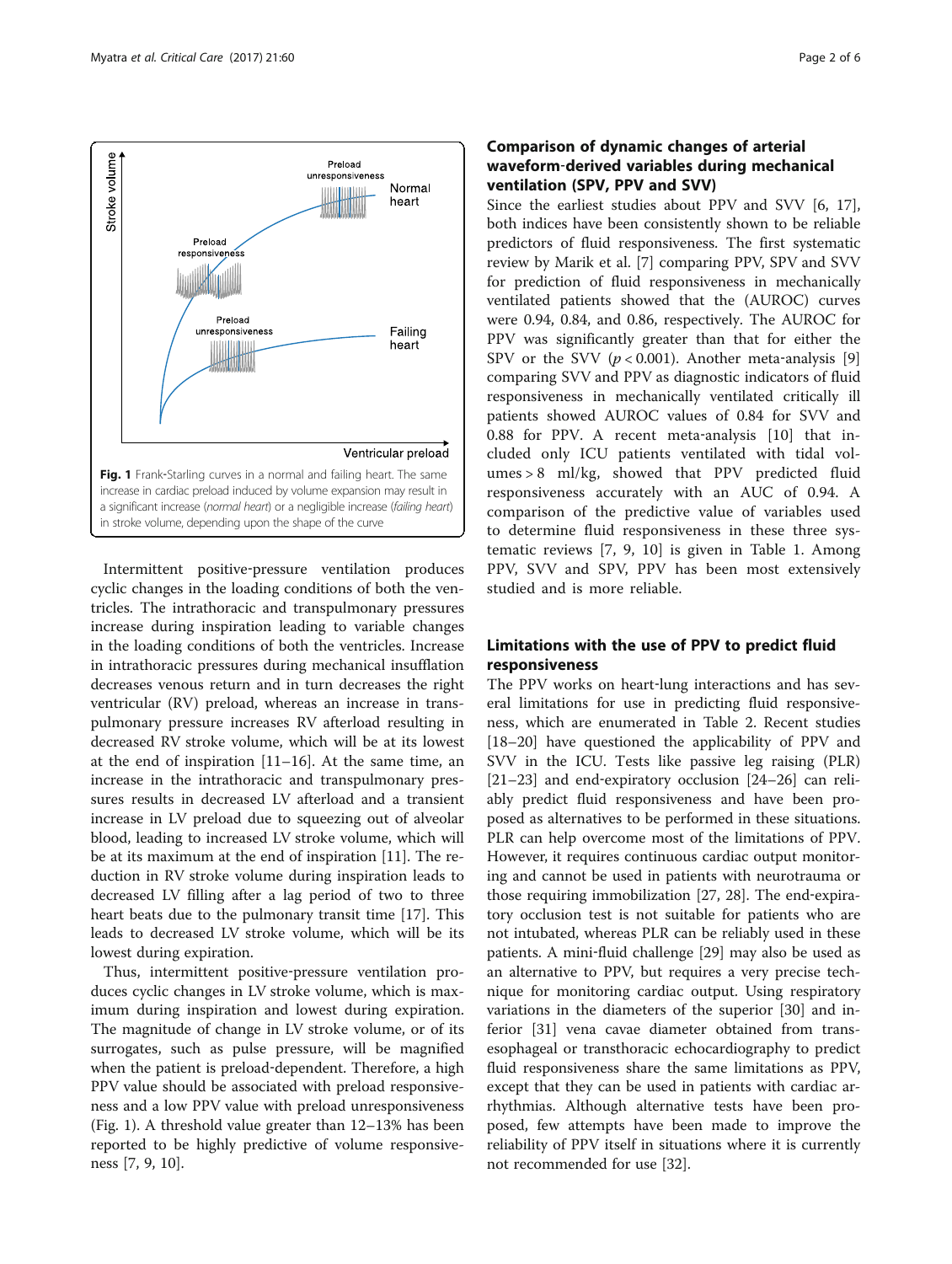Fig. 1 Frank-Starling curves in a normal and failing heart. The same increase in cardiac preload induced by volume expansion may result in a significant increase (*normal heart*) or a negligible increase (*failing heart*) in stroke volume, depending upon the shape of the curve

Intermittent positive-pressure ventilation produces cyclic changes in the loading conditions of both the ventricles. The intrathoracic and transpulmonary pressures increase during inspiration leading to variable changes in the loading conditions of both the ventricles. Increase in intrathoracic pressures during mechanical insufflation decreases venous return and in turn decreases the right ventricular (RV) preload, whereas an increase in transpulmonary pressure increases RV afterload resulting in decreased RV stroke volume, which will be at its lowest at the end of inspiration [11–16]. At the same time, an increase in the intrathoracic and transpulmonary pressures results in decreased LV afterload and a transient increase in LV preload due to squeezing out of alveolar blood, leading to increased LV stroke volume, which will be at its maximum at the end of inspiration [11]. The reduction in RV stroke volume during inspiration leads to decreased LV filling after a lag period of two to three heart beats due to the pulmonary transit time [17]. This leads to decreased LV stroke volume, which will be its lowest during expiration.

Thus, intermittent positive-pressure ventilation produces cyclic changes in LV stroke volume, which is maximum during inspiration and lowest during expiration. The magnitude of change in LV stroke volume, or of its surrogates, such as pulse pressure, will be magnified when the patient is preload-dependent. Therefore, a high PPV value should be associated with preload responsiveness and a low PPV value with preload unresponsiveness (Fig. 1). A threshold value greater than 12–13% has been reported to be highly predictive of volume responsiveness [7, 9, 10].

## Comparison of dynamic changes of arterial waveform-derived variables during mechanical ventilation (SPV, PPV and SVV)

Since the earliest studies about PPV and SVV [6, 17], both indices have been consistently shown to be reliable predictors of fluid responsiveness. The first systematic review by Marik et al. [7] comparing PPV, SPV and SVV for prediction of fluid responsiveness in mechanically ventilated patients showed that the (AUROC) curves were 0.94, 0.84, and 0.86, respectively. The AUROC for PPV was significantly greater than that for either the SPV or the SVV ($p < 0.001$). Another meta-analysis [9] comparing SVV and PPV as diagnostic indicators of fluid responsiveness in mechanically ventilated critically ill patients showed AUROC values of 0.84 for SVV and 0.88 for PPV. A recent meta-analysis [10] that included only ICU patients ventilated with tidal volumes > 8 ml/kg, showed that PPV predicted fluid responsiveness accurately with an AUC of 0.94. A comparison of the predictive value of variables used to determine fluid responsiveness in these three systematic reviews [7, 9, 10] is given in Table 1. Among PPV, SVV and SPV, PPV has been most extensively studied and is more reliable.

## Limitations with the use of PPV to predict fluid responsiveness

The PPV works on heart-lung interactions and has several limitations for use in predicting fluid responsiveness, which are enumerated in Table 2. Recent studies [18–20] have questioned the applicability of PPV and SVV in the ICU. Tests like passive leg raising (PLR) [21–23] and end-expiratory occlusion [24–26] can reliably predict fluid responsiveness and have been proposed as alternatives to be performed in these situations. PLR can help overcome most of the limitations of PPV. However, it requires continuous cardiac output monitoring and cannot be used in patients with neurotrauma or those requiring immobilization [27, 28]. The end-expiratory occlusion test is not suitable for patients who are not intubated, whereas PLR can be reliably used in these patients. A mini-fluid challenge [29] may also be used as an alternative to PPV, but requires a very precise technique for monitoring cardiac output. Using respiratory variations in the diameters of the superior [30] and inferior [31] vena cavae diameter obtained from transesophageal or transthoracic echocardiography to predict fluid responsiveness share the same limitations as PPV, except that they can be used in patients with cardiac arrhythmias. Although alternative tests have been proposed, few attempts have been made to improve the reliability of PPV itself in situations where it is currently not recommended for use [32].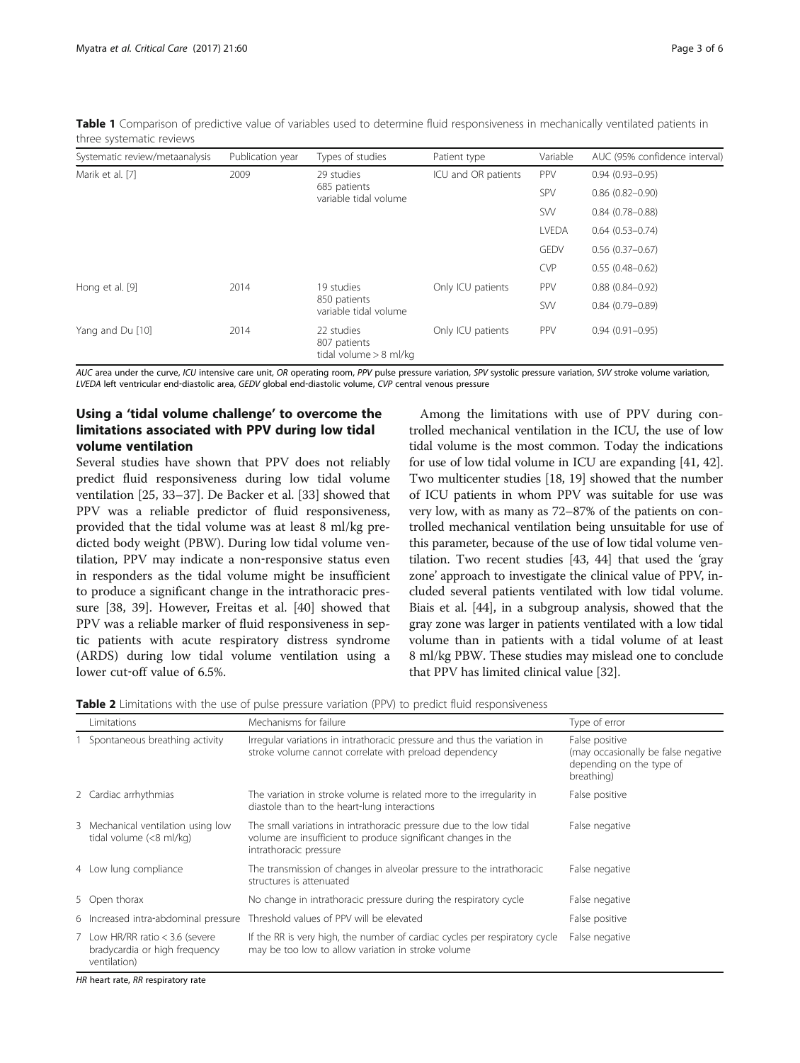**Table 1** Comparison of predictive value of variables used to determine fluid responsiveness in mechanically ventilated patients in three systematic reviews

| Systematic review/metaanalysis | Publication year | Types of studies | Patient type | Variable | AUC (95% confidence interval) |
|---|---|---|---|---|---|
| Marik et al. [7] | 2009 | 29 studies 685 patients variable tidal volume | ICU and OR patients | PPV | 0.94 (0.93–0.95) |
| | | | | SPV | 0.86 (0.82–0.90) |
| | | | | SVV | 0.84 (0.78–0.88) |
| | | | | LVEDA | 0.64 (0.53–0.74) |
| | | | | GEDV | 0.56 (0.37–0.67) |
| | | | | CVP | 0.55 (0.48–0.62) |
| Hong et al. [9] | 2014 | 19 studies 850 patients variable tidal volume | Only ICU patients | PPV | 0.88 (0.84–0.92) |
| | | | | SVV | 0.84 (0.79–0.89) |
| Yang and Du [10] | 2014 | 22 studies 807 patients tidal volume > 8 ml/kg | Only ICU patients | PPV | 0.94 (0.91–0.95) |

*AUC* area under the curve, *ICU* intensive care unit, *OR* operating room, *PPV* pulse pressure variation, *SPV* systolic pressure variation, *SVV* stroke volume variation, *LVEDA* left ventricular end-diastolic area, *GEDV* global end-diastolic volume, *CVP* central venous pressure

## Using a 'tidal volume challenge' to overcome the limitations associated with PPV during low tidal volume ventilation

Several studies have shown that PPV does not reliably predict fluid responsiveness during low tidal volume ventilation [25, 33–37]. De Backer et al. [33] showed that PPV was a reliable predictor of fluid responsiveness, provided that the tidal volume was at least 8 ml/kg predicted body weight (PBW). During low tidal volume ventilation, PPV may indicate a non-responsive status even in responders as the tidal volume might be insufficient to produce a significant change in the intrathoracic pressure [38, 39]. However, Freitas et al. [40] showed that PPV was a reliable marker of fluid responsiveness in septic patients with acute respiratory distress syndrome (ARDS) during low tidal volume ventilation using a lower cut-off value of 6.5%.

Among the limitations with use of PPV during controlled mechanical ventilation in the ICU, the use of low tidal volume is the most common. Today the indications for use of low tidal volume in ICU are expanding [41, 42]. Two multicenter studies [18, 19] showed that the number of ICU patients in whom PPV was suitable for use was very low, with as many as 72–87% of the patients on controlled mechanical ventilation being unsuitable for use of this parameter, because of the use of low tidal volume ventilation. Two recent studies [43, 44] that used the 'gray zone' approach to investigate the clinical value of PPV, included several patients ventilated with low tidal volume. Biais et al. [44], in a subgroup analysis, showed that the gray zone was larger in patients ventilated with a low tidal volume than in patients with a tidal volume of at least 8 ml/kg PBW. These studies may mislead one to conclude that PPV has limited clinical value [32].

**Table 2** Limitations with the use of pulse pressure variation (PPV) to predict fluid responsiveness

| | Limitations | Mechanisms for failure | Type of error |
|---|---|---|---|
| 1 | Spontaneous breathing activity | Irregular variations in intrathoracic pressure and thus the variation in stroke volume cannot correlate with preload dependency | False positive (may occasionally be false negative depending on the type of breathing) |
| 2 | Cardiac arrhythmias | The variation in stroke volume is related more to the irregularity in diastole than to the heart-lung interactions | False positive |
| 3 | Mechanical ventilation using low tidal volume (<8 ml/kg) | The small variations in intrathoracic pressure due to the low tidal volume are insufficient to produce significant changes in the intrathoracic pressure | False negative |
| 4 | Low lung compliance | The transmission of changes in alveolar pressure to the intrathoracic structures is attenuated | False negative |
| 5 | Open thorax | No change in intrathoracic pressure during the respiratory cycle | False negative |
| 6 | Increased intra-abdominal pressure | Threshold values of PPV will be elevated | False positive |
| 7 | Low HR/RR ratio < 3.6 (severe bradycardia or high frequency ventilation) | If the RR is very high, the number of cardiac cycles per respiratory cycle may be too low to allow variation in stroke volume | False negative |

*HR* heart rate, *RR* respiratory rate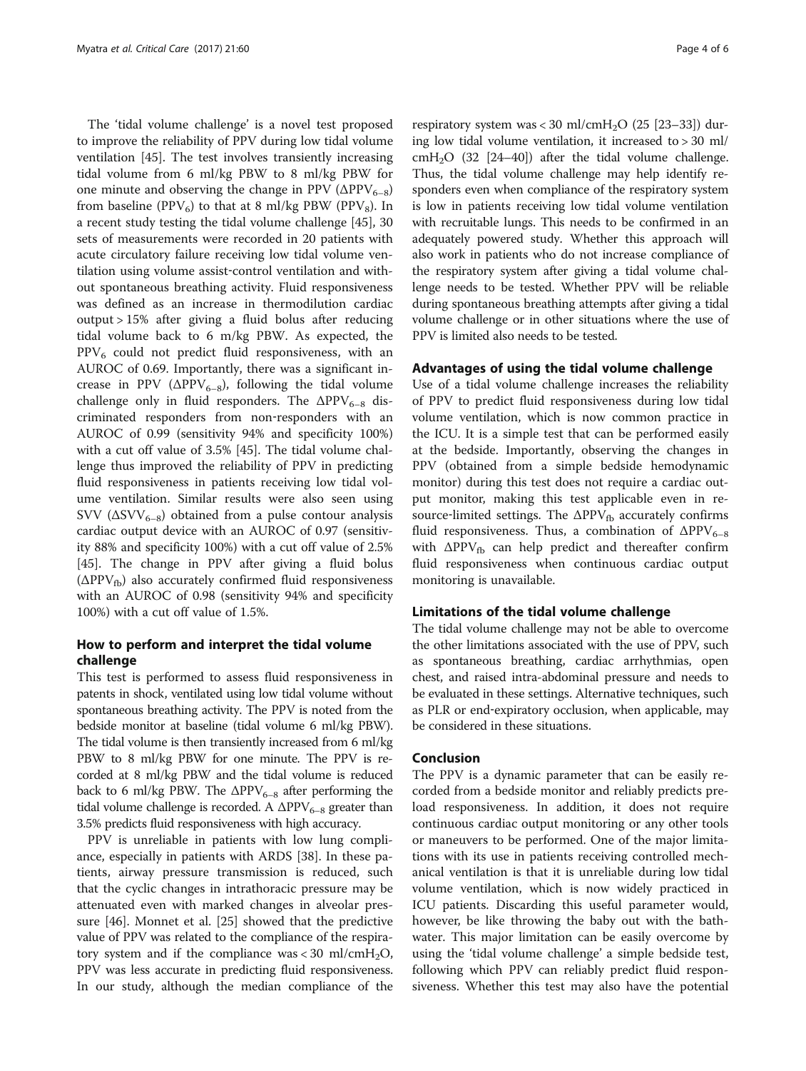The 'tidal volume challenge' is a novel test proposed to improve the reliability of PPV during low tidal volume ventilation [45]. The test involves transiently increasing tidal volume from 6 ml/kg PBW to 8 ml/kg PBW for one minute and observing the change in PPV ($\Delta PPV_{6-8}$) from baseline ($PPV_6$) to that at 8 ml/kg PBW ($PPV_8$). In a recent study testing the tidal volume challenge [45], 30 sets of measurements were recorded in 20 patients with acute circulatory failure receiving low tidal volume ventilation using volume assist-control ventilation and without spontaneous breathing activity. Fluid responsiveness was defined as an increase in thermodilution cardiac output > 15% after giving a fluid bolus after reducing tidal volume back to 6 m/kg PBW. As expected, the $PPV_6$ could not predict fluid responsiveness, with an AUROC of 0.69. Importantly, there was a significant increase in PPV ($\Delta PPV_{6-8}$), following the tidal volume challenge only in fluid responders. The $\Delta PPV_{6-8}$ discriminated responders from non-responders with an AUROC of 0.99 (sensitivity 94% and specificity 100%) with a cut off value of 3.5% [45]. The tidal volume challenge thus improved the reliability of PPV in predicting fluid responsiveness in patients receiving low tidal volume ventilation. Similar results were also seen using SVV ($\Delta SVV_{6-8}$) obtained from a pulse contour analysis cardiac output device with an AUROC of 0.97 (sensitivity 88% and specificity 100%) with a cut off value of 2.5% [45]. The change in PPV after giving a fluid bolus ($\Delta PPV_{fb}$) also accurately confirmed fluid responsiveness with an AUROC of 0.98 (sensitivity 94% and specificity 100%) with a cut off value of 1.5%.

## How to perform and interpret the tidal volume challenge

This test is performed to assess fluid responsiveness in patents in shock, ventilated using low tidal volume without spontaneous breathing activity. The PPV is noted from the bedside monitor at baseline (tidal volume 6 ml/kg PBW). The tidal volume is then transiently increased from 6 ml/kg PBW to 8 ml/kg PBW for one minute. The PPV is recorded at 8 ml/kg PBW and the tidal volume is reduced back to 6 ml/kg PBW. The $\Delta PPV_{6-8}$ after performing the tidal volume challenge is recorded. A $\Delta PPV_{6-8}$ greater than 3.5% predicts fluid responsiveness with high accuracy.

PPV is unreliable in patients with low lung compliance, especially in patients with ARDS [38]. In these patients, airway pressure transmission is reduced, such that the cyclic changes in intrathoracic pressure may be attenuated even with marked changes in alveolar pressure [46]. Monnet et al. [25] showed that the predictive value of PPV was related to the compliance of the respiratory system and if the compliance was < 30 ml/cm$H_2O$, PPV was less accurate in predicting fluid responsiveness. In our study, although the median compliance of the respiratory system was < 30 ml/cm$H_2O$ (25 [23–33]) during low tidal volume ventilation, it increased to > 30 ml/cm$H_2O$ (32 [24–40]) after the tidal volume challenge. Thus, the tidal volume challenge may help identify responders even when compliance of the respiratory system is low in patients receiving low tidal volume ventilation with recruitable lungs. This needs to be confirmed in an adequately powered study. Whether this approach will also work in patients who do not increase compliance of the respiratory system after giving a tidal volume challenge needs to be tested. Whether PPV will be reliable during spontaneous breathing attempts after giving a tidal volume challenge or in other situations where the use of PPV is limited also needs to be tested.

## Advantages of using the tidal volume challenge

Use of a tidal volume challenge increases the reliability of PPV to predict fluid responsiveness during low tidal volume ventilation, which is now common practice in the ICU. It is a simple test that can be performed easily at the bedside. Importantly, observing the changes in PPV (obtained from a simple bedside hemodynamic monitor) during this test does not require a cardiac output monitor, making this test applicable even in resource-limited settings. The $\Delta PPV_{fb}$ accurately confirms fluid responsiveness. Thus, a combination of $\Delta PPV_{6-8}$ with $\Delta PPV_{fb}$ can help predict and thereafter confirm fluid responsiveness when continuous cardiac output monitoring is unavailable.

## Limitations of the tidal volume challenge

The tidal volume challenge may not be able to overcome the other limitations associated with the use of PPV, such as spontaneous breathing, cardiac arrhythmias, open chest, and raised intra-abdominal pressure and needs to be evaluated in these settings. Alternative techniques, such as PLR or end-expiratory occlusion, when applicable, may be considered in these situations.

## Conclusion

The PPV is a dynamic parameter that can be easily recorded from a bedside monitor and reliably predicts preload responsiveness. In addition, it does not require continuous cardiac output monitoring or any other tools or maneuvers to be performed. One of the major limitations with its use in patients receiving controlled mechanical ventilation is that it is unreliable during low tidal volume ventilation, which is now widely practiced in ICU patients. Discarding this useful parameter would, however, be like throwing the baby out with the bathwater. This major limitation can be easily overcome by using the 'tidal volume challenge' a simple bedside test, following which PPV can reliably predict fluid responsiveness. Whether this test may also have the potential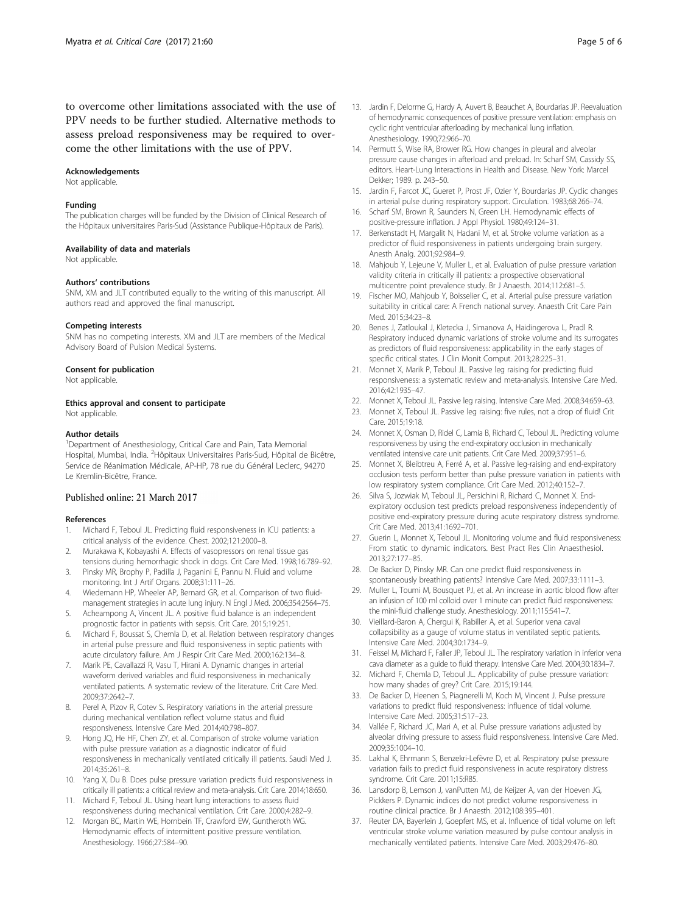to overcome other limitations associated with the use of PPV needs to be further studied. Alternative methods to assess preload responsiveness may be required to overcome the other limitations with the use of PPV.

#### Acknowledgements
Not applicable.

#### Funding
The publication charges will be funded by the Division of Clinical Research of the Hôpitaux universitaires Paris-Sud (Assistance Publique-Hôpitaux de Paris).

#### Availability of data and materials
Not applicable.

#### Authors' contributions
SNM, XM and JLT contributed equally to the writing of this manuscript. All authors read and approved the final manuscript.

#### Competing interests
SNM has no competing interests. XM and JLT are members of the Medical Advisory Board of Pulsion Medical Systems.

#### Consent for publication
Not applicable.

#### Ethics approval and consent to participate
Not applicable.

#### Author details
[1]Department of Anesthesiology, Critical Care and Pain, Tata Memorial Hospital, Mumbai, India. [2]Hôpitaux Universitaires Paris-Sud, Hôpital de Bicêtre, Service de Réanimation Médicale, AP-HP, 78 rue du Général Leclerc, 94270 Le Kremlin-Bicêtre, France.

Published online: 21 March 2017

#### References
1. Michard F, Teboul JL. Predicting fluid responsiveness in ICU patients: a critical analysis of the evidence. Chest. 2002;121:2000–8.
2. Murakawa K, Kobayashi A. Effects of vasopressors on renal tissue gas tensions during hemorrhagic shock in dogs. Crit Care Med. 1998;16:789–92.
3. Pinsky MR, Brophy P, Padilla J, Paganini E, Pannu N. Fluid and volume monitoring. Int J Artif Organs. 2008;31:111–26.
4. Wiedemann HP, Wheeler AP, Bernard GR, et al. Comparison of two fluid-management strategies in acute lung injury. N Engl J Med. 2006;354:2564–75.
5. Acheampong A, Vincent JL. A positive fluid balance is an independent prognostic factor in patients with sepsis. Crit Care. 2015;19:251.
6. Michard F, Boussat S, Chemla D, et al. Relation between respiratory changes in arterial pulse pressure and fluid responsiveness in septic patients with acute circulatory failure. Am J Respir Crit Care Med. 2000;162:134–8.
7. Marik PE, Cavallazzi R, Vasu T, Hirani A. Dynamic changes in arterial waveform derived variables and fluid responsiveness in mechanically ventilated patients. A systematic review of the literature. Crit Care Med. 2009;37:2642–7.
8. Perel A, Pizov R, Cotev S. Respiratory variations in the arterial pressure during mechanical ventilation reflect volume status and fluid responsiveness. Intensive Care Med. 2014;40:798–807.
9. Hong JQ, He HF, Chen ZY, et al. Comparison of stroke volume variation with pulse pressure variation as a diagnostic indicator of fluid responsiveness in mechanically ventilated critically ill patients. Saudi Med J. 2014;35:261–8.
10. Yang X, Du B. Does pulse pressure variation predicts fluid responsiveness in critically ill patients: a critical review and meta-analysis. Crit Care. 2014;18:650.
11. Michard F, Teboul JL. Using heart lung interactions to assess fluid responsiveness during mechanical ventilation. Crit Care. 2000;4:282–9.
12. Morgan BC, Martin WE, Hornbein TF, Crawford EW, Guntheroth WG. Hemodynamic effects of intermittent positive pressure ventilation. Anesthesiology. 1966;27:584–90.
13. Jardin F, Delorme G, Hardy A, Auvert B, Beauchet A, Bourdarias JP. Reevaluation of hemodynamic consequences of positive pressure ventilation: emphasis on cyclic right ventricular afterloading by mechanical lung inflation. Anesthesiology. 1990;72:966–70.
14. Permutt S, Wise RA, Brower RG. How changes in pleural and alveolar pressure cause changes in afterload and preload. In: Scharf SM, Cassidy SS, editors. Heart-Lung Interactions in Health and Disease. New York: Marcel Dekker; 1989. p. 243–50.
15. Jardin F, Farcot JC, Gueret P, Prost JF, Ozier Y, Bourdarias JP. Cyclic changes in arterial pulse during respiratory support. Circulation. 1983;68:266–74.
16. Scharf SM, Brown R, Saunders N, Green LH. Hemodynamic effects of positive-pressure inflation. J Appl Physiol. 1980;49:124–31.
17. Berkenstadt H, Margalit N, Hadani M, et al. Stroke volume variation as a predictor of fluid responsiveness in patients undergoing brain surgery. Anesth Analg. 2001;92:984–9.
18. Mahjoub Y, Lejeune V, Muller L, et al. Evaluation of pulse pressure variation validity criteria in critically ill patients: a prospective observational multicentre point prevalence study. Br J Anaesth. 2014;112:681–5.
19. Fischer MO, Mahjoub Y, Boisselier C, et al. Arterial pulse pressure variation suitability in critical care: A French national survey. Anaesth Crit Care Pain Med. 2015;34:23–8.
20. Benes J, Zatloukal J, Kletecka J, Simanova A, Haidingerova L, Pradl R. Respiratory induced dynamic variations of stroke volume and its surrogates as predictors of fluid responsiveness: applicability in the early stages of specific critical states. J Clin Monit Comput. 2013;28:225–31.
21. Monnet X, Marik P, Teboul JL. Passive leg raising for predicting fluid responsiveness: a systematic review and meta-analysis. Intensive Care Med. 2016;42:1935–47.
22. Monnet X, Teboul JL. Passive leg raising. Intensive Care Med. 2008;34:659–63.
23. Monnet X, Teboul JL. Passive leg raising: five rules, not a drop of fluid! Crit Care. 2015;19:18.
24. Monnet X, Osman D, Ridel C, Lamia B, Richard C, Teboul JL. Predicting volume responsiveness by using the end-expiratory occlusion in mechanically ventilated intensive care unit patients. Crit Care Med. 2009;37:951–6.
25. Monnet X, Bleibtreu A, Ferré A, et al. Passive leg-raising and end-expiratory occlusion tests perform better than pulse pressure variation in patients with low respiratory system compliance. Crit Care Med. 2012;40:152–7.
26. Silva S, Jozwiak M, Teboul JL, Persichini R, Richard C, Monnet X. End-expiratory occlusion test predicts preload responsiveness independently of positive end-expiratory pressure during acute respiratory distress syndrome. Crit Care Med. 2013;41:1692–701.
27. Guerin L, Monnet X, Teboul JL. Monitoring volume and fluid responsiveness: From static to dynamic indicators. Best Pract Res Clin Anaesthesiol. 2013;27:177–85.
28. De Backer D, Pinsky MR. Can one predict fluid responsiveness in spontaneously breathing patients? Intensive Care Med. 2007;33:1111–3.
29. Muller L, Toumi M, Bousquet PJ, et al. An increase in aortic blood flow after an infusion of 100 ml colloid over 1 minute can predict fluid responsiveness: the mini-fluid challenge study. Anesthesiology. 2011;115:541–7.
30. Vieillard-Baron A, Chergui K, Rabiller A, et al. Superior vena caval collapsibility as a gauge of volume status in ventilated septic patients. Intensive Care Med. 2004;30:1734–9.
31. Feissel M, Michard F, Faller JP, Teboul JL. The respiratory variation in inferior vena cava diameter as a guide to fluid therapy. Intensive Care Med. 2004;30:1834–7.
32. Michard F, Chemla D, Teboul JL. Applicability of pulse pressure variation: how many shades of grey? Crit Care. 2015;19:144.
33. De Backer D, Heenen S, Piagnerelli M, Koch M, Vincent J. Pulse pressure variations to predict fluid responsiveness: influence of tidal volume. Intensive Care Med. 2005;31:517–23.
34. Vallée F, Richard JC, Mari A, et al. Pulse pressure variations adjusted by alveolar driving pressure to assess fluid responsiveness. Intensive Care Med. 2009;35:1004–10.
35. Lakhal K, Ehrmann S, Benzekri-Lefèvre D, et al. Respiratory pulse pressure variation fails to predict fluid responsiveness in acute respiratory distress syndrome. Crit Care. 2011;15:R85.
36. Lansdorp B, Lemson J, vanPutten MJ, de Keijzer A, van der Hoeven JG, Pickkers P. Dynamic indices do not predict volume responsiveness in routine clinical practice. Br J Anaesth. 2012;108:395–401.
37. Reuter DA, Bayerlein J, Goepfert MS, et al. Influence of tidal volume on left ventricular stroke volume variation measured by pulse contour analysis in mechanically ventilated patients. Intensive Care Med. 2003;29:476–80.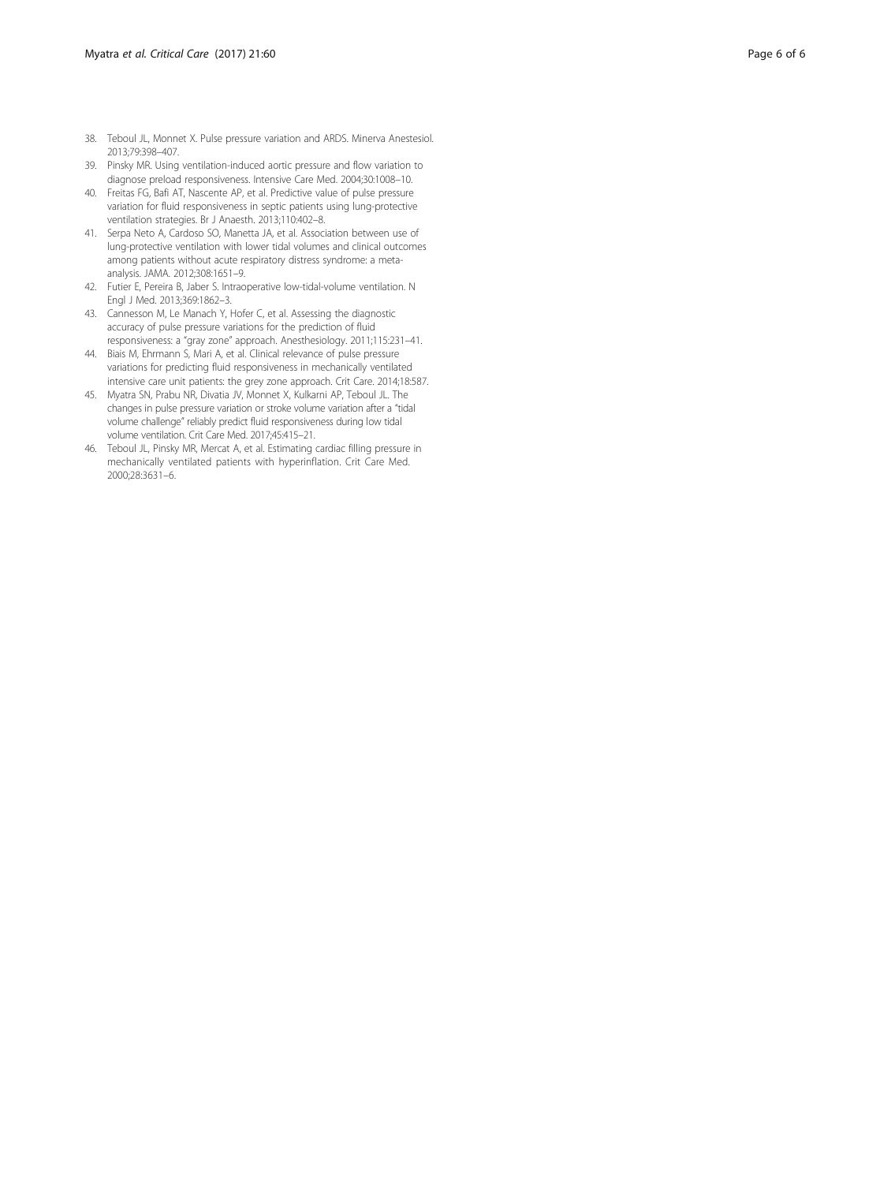38. Teboul JL, Monnet X. Pulse pressure variation and ARDS. Minerva Anestesiol. 2013;79:398–407.
39. Pinsky MR. Using ventilation-induced aortic pressure and flow variation to diagnose preload responsiveness. Intensive Care Med. 2004;30:1008–10.
40. Freitas FG, Bafi AT, Nascente AP, et al. Predictive value of pulse pressure variation for fluid responsiveness in septic patients using lung-protective ventilation strategies. Br J Anaesth. 2013;110:402–8.
41. Serpa Neto A, Cardoso SO, Manetta JA, et al. Association between use of lung-protective ventilation with lower tidal volumes and clinical outcomes among patients without acute respiratory distress syndrome: a meta-analysis. JAMA. 2012;308:1651–9.
42. Futier E, Pereira B, Jaber S. Intraoperative low-tidal-volume ventilation. N Engl J Med. 2013;369:1862–3.
43. Cannesson M, Le Manach Y, Hofer C, et al. Assessing the diagnostic accuracy of pulse pressure variations for the prediction of fluid responsiveness: a "gray zone" approach. Anesthesiology. 2011;115:231–41.
44. Biais M, Ehrmann S, Mari A, et al. Clinical relevance of pulse pressure variations for predicting fluid responsiveness in mechanically ventilated intensive care unit patients: the grey zone approach. Crit Care. 2014;18:587.
45. Myatra SN, Prabu NR, Divatia JV, Monnet X, Kulkarni AP, Teboul JL. The changes in pulse pressure variation or stroke volume variation after a "tidal volume challenge" reliably predict fluid responsiveness during low tidal volume ventilation. Crit Care Med. 2017;45:415–21.
46. Teboul JL, Pinsky MR, Mercat A, et al. Estimating cardiac filling pressure in mechanically ventilated patients with hyperinflation. Crit Care Med. 2000;28:3631–6.